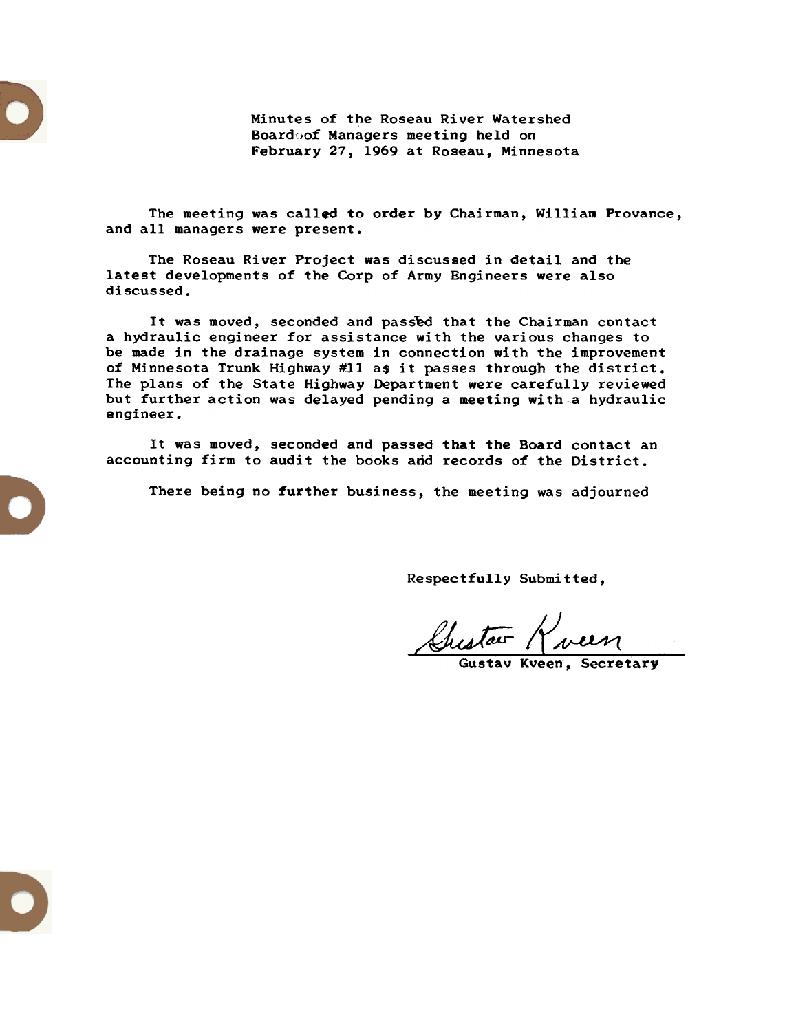Minutes of the Roseau River Watershed Board of Managers meeting held on February 27, 1969 at Roseau, Minnesota

The meeting was called to order by Chairman, William Provance, and all managers were present.

The Roseau River Project was discussed in detail and the latest developments of the Corp of Army Engineers were also discussed.

It was moved, seconded and passed that the Chairman contact a hydraulic engineer for assistance with the various changes to be made in the drainage system in connection with the improvement of Minnesota Trunk Highway #11 as it passes through the district. The plans of the State Highway Department were carefully reviewed but further action was delayed pending a meeting with a hydraulic engineer.

It was moved, seconded and passed that the Board contact an accounting firm to audit the books and records of the District.

There being no further business, the meeting was adjourned

Respectfully Submitted,

Gustav Kveen

Gustav Kveen, Secretary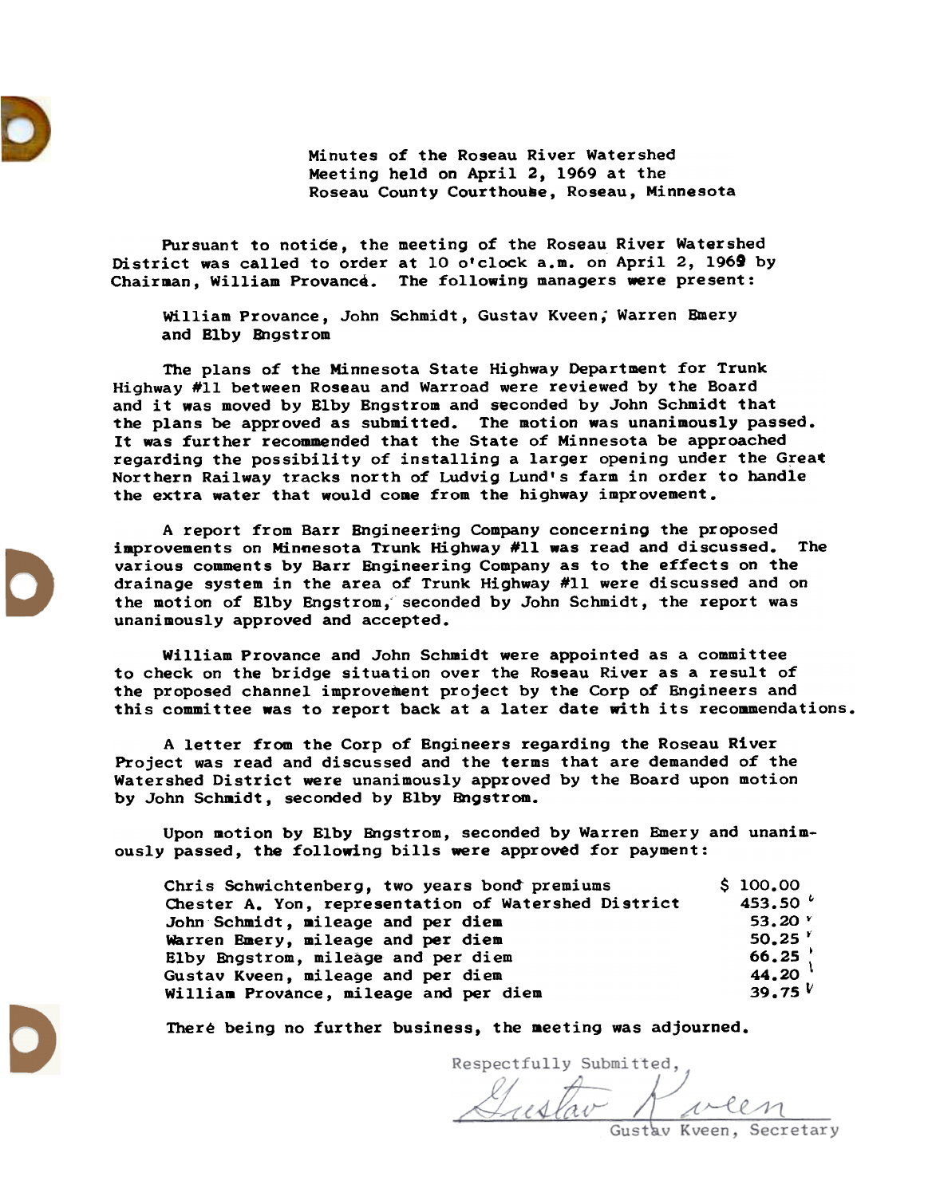Minutes of the Roseau River Watershed Meeting held on April 2, 1969 at the Roseau County Courthouse, Roseau, Minnesota

Pursuant to notice, the meeting of the Roseau River Watershed District was called to order at 10 o'clock a.m. on April 2, 1969 by Chairman, William Provance. The following managers were present:

William Provance, John Schmidt, Gustav Kveen, Warren Emery and Elby Engstrom

The plans of the Minnesota State Highway Department for Trunk Highway #11 between Roseau and Warroad were reviewed by the Board and it was moved by Elby Engstrom and seconded by John Schmidt that the plans be approved as submitted. The motion was unanimously passed. It was further recommended that the State of Minnesota be approached regarding the possibility of installing a larger opening under the Great Northern Railway tracks north of Ludvig Lund's farm in order to handle the extra water that would come from the highway improvement.

A report from Barr Engineering Company concerning the proposed improvements on Minnesota Trunk Highway #11 was read and discussed. The various comments by Barr Engineering Company as to the effects on the drainage system in the area of Trunk Highway #11 were discussed and on the motion of Elby Engstrom, seconded by John Schmidt, the report was unanimously approved and accepted.

William Provance and John Schmidt were appointed as a committee to check on the bridge situation over the Roseau River as a result of the proposed channel improvement project by the Corp of Engineers and this committee was to report back at a later date with its recommendations.

A letter from the Corp of Engineers regarding the Roseau River Project was read and discussed and the terms that are demanded of the Watershed District were unanimously approved by the Board upon motion by John Schmidt, seconded by Elby Engstrom.

Upon motion by Elby Engstrom, seconded by Warren Emery and unanimously passed, the following bills were approved for payment:

| | |
|---|---|
| Chris Schwichtenberg, two years bond premiums | $ 100.00 |
| Chester A. Yon, representation of Watershed District | 453.50 |
| John Schmidt, mileage and per diem | 53.20 |
| Warren Emery, mileage and per diem | 50.25 |
| Elby Engstrom, mileage and per diem | 66.25 |
| Gustav Kveen, mileage and per diem | 44.20 |
| William Provance, mileage and per diem | 39.75 |

There being no further business, the meeting was adjourned.

Respectfully Submitted,

Gustav Kveen

Gustav Kveen, Secretary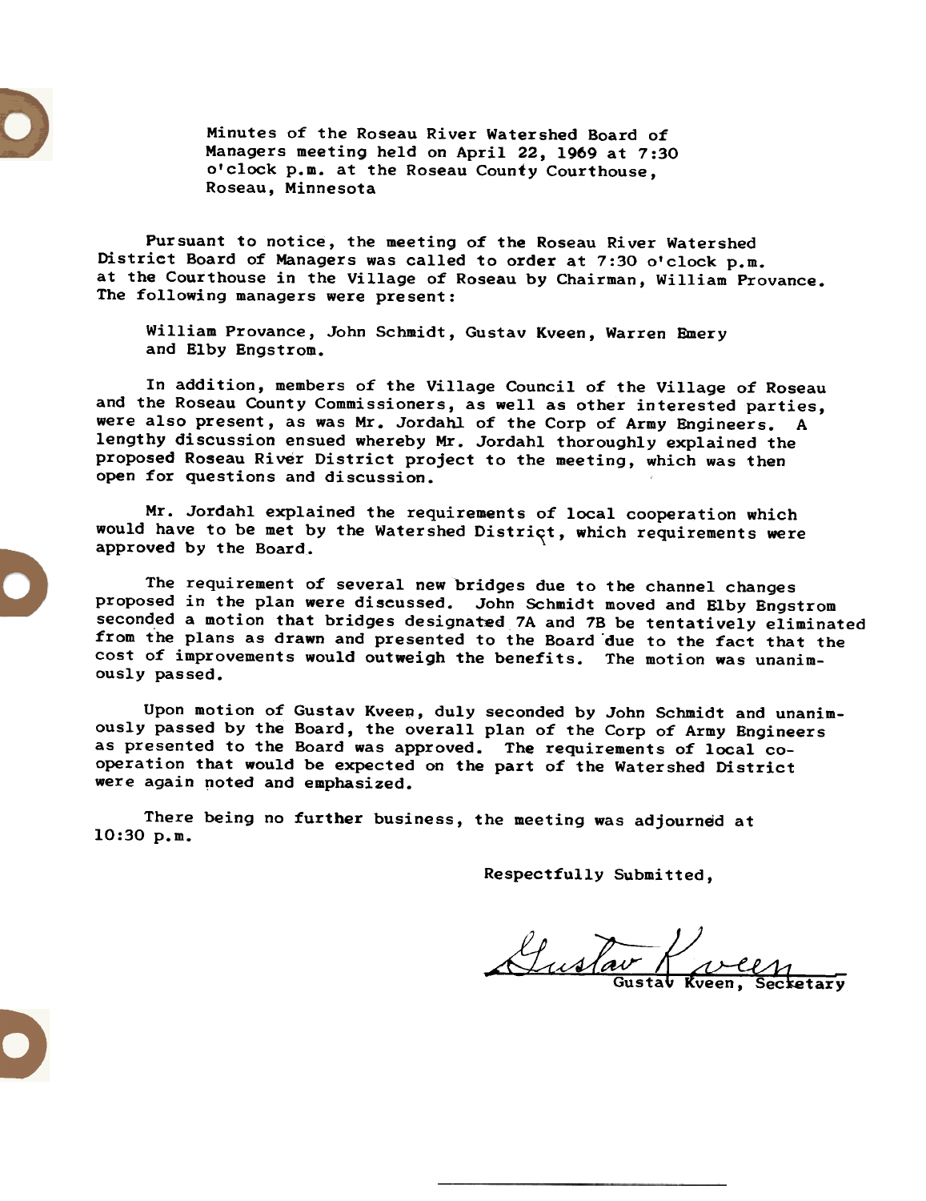Minutes of the Roseau River Watershed Board of Managers meeting held on April 22, 1969 at 7:30 o'clock p.m. at the Roseau County Courthouse, Roseau, Minnesota

Pursuant to notice, the meeting of the Roseau River Watershed District Board of Managers was called to order at 7:30 o'clock p.m. at the Courthouse in the Village of Roseau by Chairman, William Provance. The following managers were present:

William Provance, John Schmidt, Gustav Kveen, Warren Emery and Elby Engstrom.

In addition, members of the Village Council of the Village of Roseau and the Roseau County Commissioners, as well as other interested parties, were also present, as was Mr. Jordahl of the Corp of Army Engineers. A lengthy discussion ensued whereby Mr. Jordahl thoroughly explained the proposed Roseau River District project to the meeting, which was then open for questions and discussion.

Mr. Jordahl explained the requirements of local cooperation which would have to be met by the Watershed District, which requirements were approved by the Board.

The requirement of several new bridges due to the channel changes proposed in the plan were discussed. John Schmidt moved and Elby Engstrom seconded a motion that bridges designated 7A and 7B be tentatively eliminated from the plans as drawn and presented to the Board due to the fact that the cost of improvements would outweigh the benefits. The motion was unanimously passed.

Upon motion of Gustav Kveen, duly seconded by John Schmidt and unanimously passed by the Board, the overall plan of the Corp of Army Engineers as presented to the Board was approved. The requirements of local cooperation that would be expected on the part of the Watershed District were again noted and emphasized.

There being no further business, the meeting was adjourned at 10:30 p.m.

Respectfully Submitted,

Gustav Kveen

Gustav Kveen, Secretary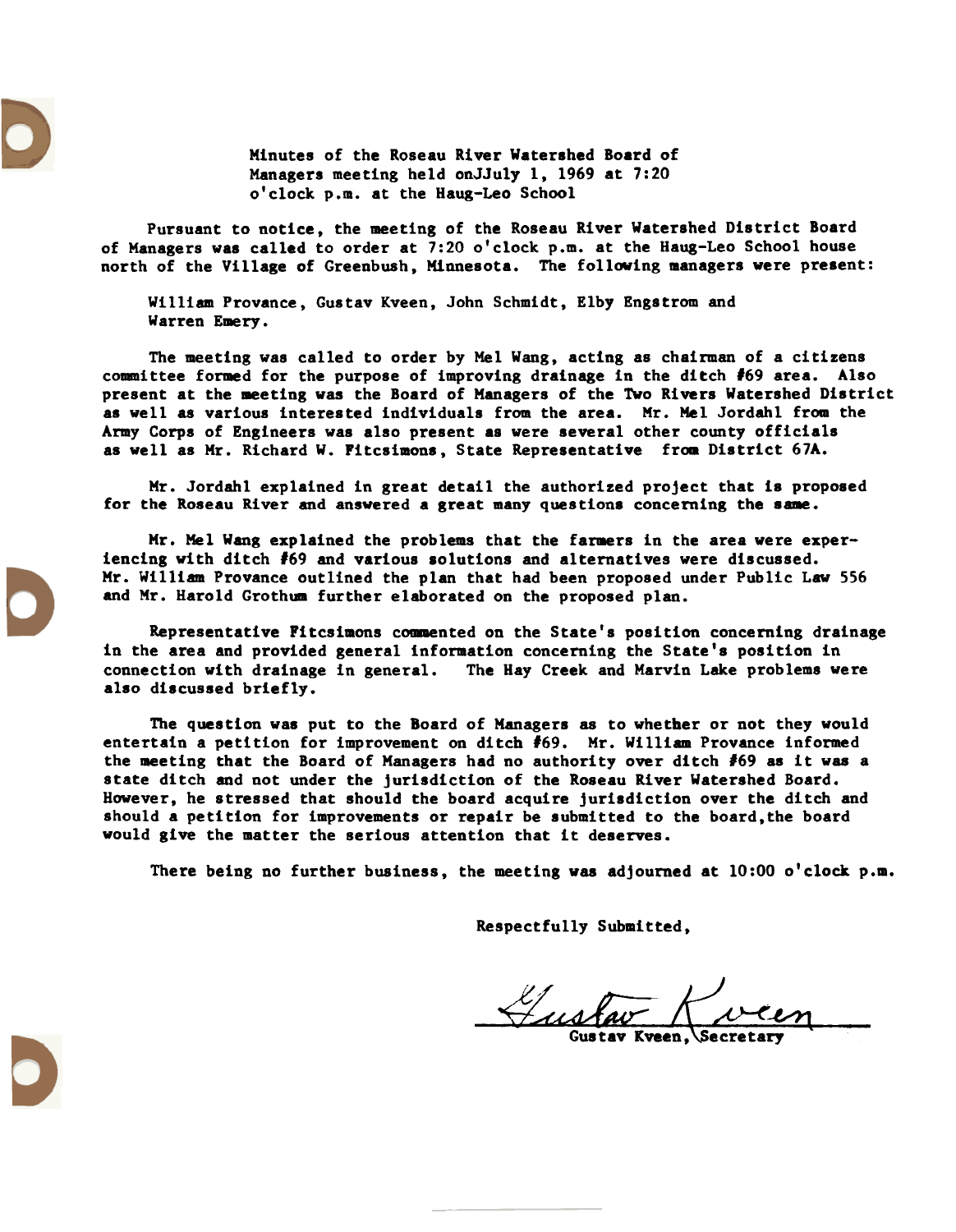Minutes of the Roseau River Watershed Board of Managers meeting held onJJuly 1, 1969 at 7:20 o'clock p.m. at the Haug-Leo School

Pursuant to notice, the meeting of the Roseau River Watershed District Board of Managers was called to order at 7:20 o'clock p.m. at the Haug-Leo School house north of the Village of Greenbush, Minnesota. The following managers were present:

William Provance, Gustav Kveen, John Schmidt, Elby Engstrom and Warren Emery.

The meeting was called to order by Mel Wang, acting as chairman of a citizens committee formed for the purpose of improving drainage in the ditch #69 area. Also present at the meeting was the Board of Managers of the Two Rivers Watershed District as well as various interested individuals from the area. Mr. Mel Jordahl from the Army Corps of Engineers was also present as were several other county officials as well as Mr. Richard W. Fitcsimons, State Representative from District 67A.

Mr. Jordahl explained in great detail the authorized project that is proposed for the Roseau River and answered a great many questions concerning the same.

Mr. Mel Wang explained the problems that the farmers in the area were experiencing with ditch #69 and various solutions and alternatives were discussed. Mr. William Provance outlined the plan that had been proposed under Public Law 556 and Mr. Harold Grothum further elaborated on the proposed plan.

Representative Fitcsimons commented on the State's position concerning drainage in the area and provided general information concerning the State's position in connection with drainage in general. The Hay Creek and Marvin Lake problems were also discussed briefly.

The question was put to the Board of Managers as to whether or not they would entertain a petition for improvement on ditch #69. Mr. William Provance informed the meeting that the Board of Managers had no authority over ditch #69 as it was a state ditch and not under the jurisdiction of the Roseau River Watershed Board. However, he stressed that should the board acquire jurisdiction over the ditch and should a petition for improvements or repair be submitted to the board,the board would give the matter the serious attention that it deserves.

There being no further business, the meeting was adjourned at 10:00 o'clock p.m.

Respectfully Submitted,

Gustav Kveen

Gustav Kveen, Secretary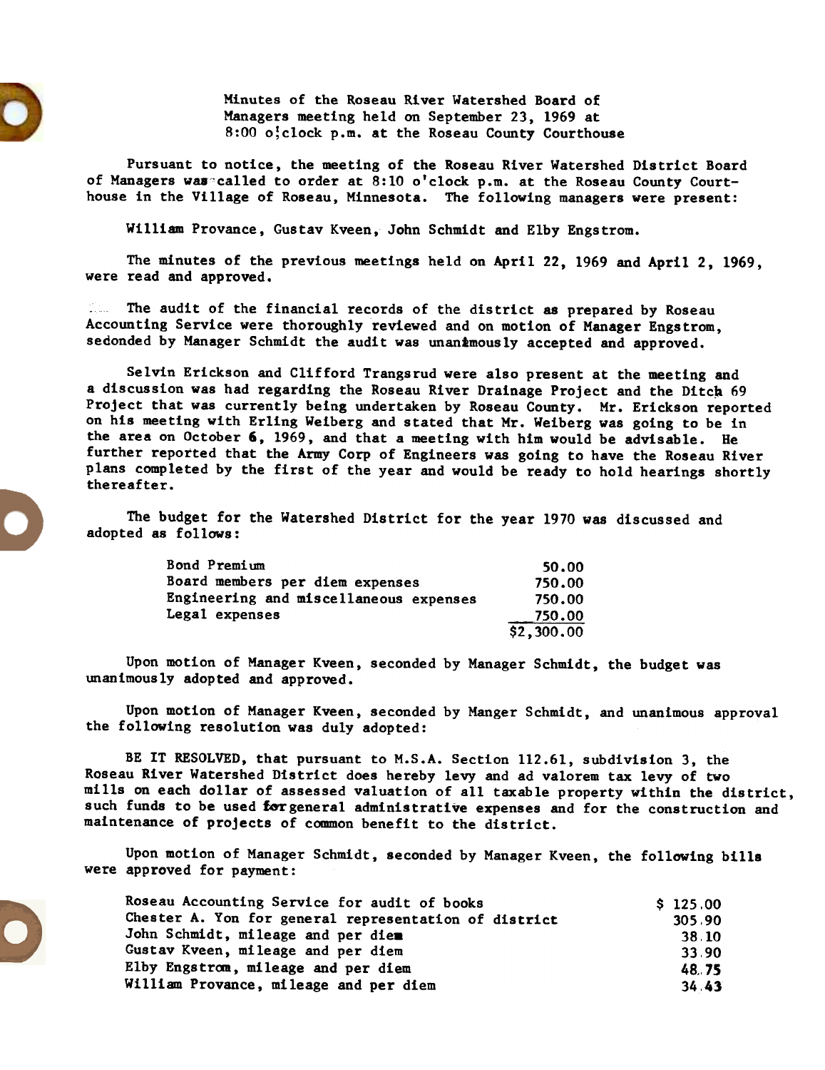Minutes of the Roseau River Watershed Board of Managers meeting held on September 23, 1969 at 8:00 o'clock p.m. at the Roseau County Courthouse

Pursuant to notice, the meeting of the Roseau River Watershed District Board of Managers was called to order at 8:10 o'clock p.m. at the Roseau County Courthouse in the Village of Roseau, Minnesota. The following managers were present:

William Provance, Gustav Kveen, John Schmidt and Elby Engstrom.

The minutes of the previous meetings held on April 22, 1969 and April 2, 1969, were read and approved.

The audit of the financial records of the district as prepared by Roseau Accounting Service were thoroughly reviewed and on motion of Manager Engstrom, sedonded by Manager Schmidt the audit was unanimously accepted and approved.

Selvin Erickson and Clifford Trangsrud were also present at the meeting and a discussion was had regarding the Roseau River Drainage Project and the Ditch 69 Project that was currently being undertaken by Roseau County. Mr. Erickson reported on his meeting with Erling Weiberg and stated that Mr. Weiberg was going to be in the area on October 6, 1969, and that a meeting with him would be advisable. He further reported that the Army Corp of Engineers was going to have the Roseau River plans completed by the first of the year and would be ready to hold hearings shortly thereafter.

The budget for the Watershed District for the year 1970 was discussed and adopted as follows:

| | |
|---|---|
| Bond Premium | 50.00 |
| Board members per diem expenses | 750.00 |
| Engineering and miscellaneous expenses | 750.00 |
| Legal expenses | 750.00 |
| | $2,300.00 |

Upon motion of Manager Kveen, seconded by Manager Schmidt, the budget was unanimously adopted and approved.

Upon motion of Manager Kveen, seconded by Manger Schmidt, and unanimous approval the following resolution was duly adopted:

BE IT RESOLVED, that pursuant to M.S.A. Section 112.61, subdivision 3, the Roseau River Watershed District does hereby levy and ad valorem tax levy of two mills on each dollar of assessed valuation of all taxable property within the district, such funds to be used for general administrative expenses and for the construction and maintenance of projects of common benefit to the district.

Upon motion of Manager Schmidt, seconded by Manager Kveen, the following bills were approved for payment:

| | |
|---|---|
| Roseau Accounting Service for audit of books | $ 125.00 |
| Chester A. Yon for general representation of district | 305.90 |
| John Schmidt, mileage and per diem | 38.10 |
| Gustav Kveen, mileage and per diem | 33.90 |
| Elby Engstrom, mileage and per diem | 48.75 |
| William Provance, mileage and per diem | 34.43 |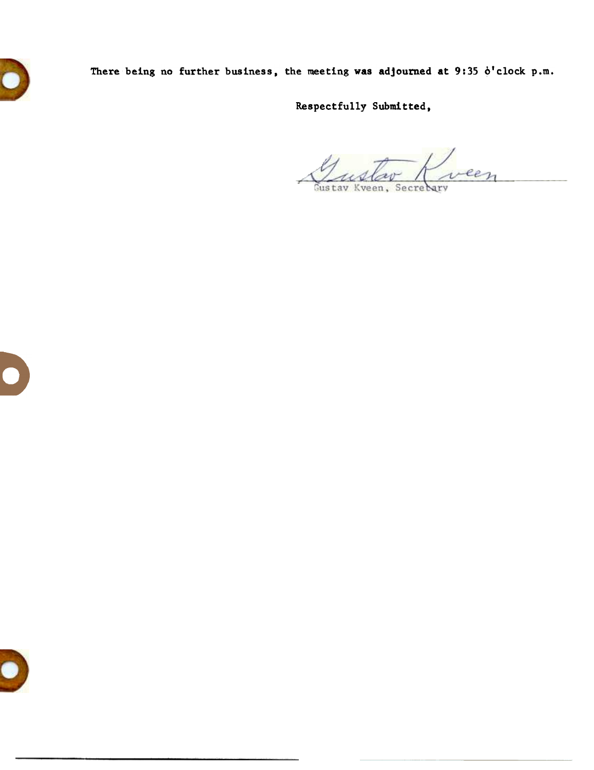There being no further business, the meeting was adjourned at 9:35 ò'clock p.m.

Respectfully Submitted,

Gustav Kveen

Gustav Kveen, Secretary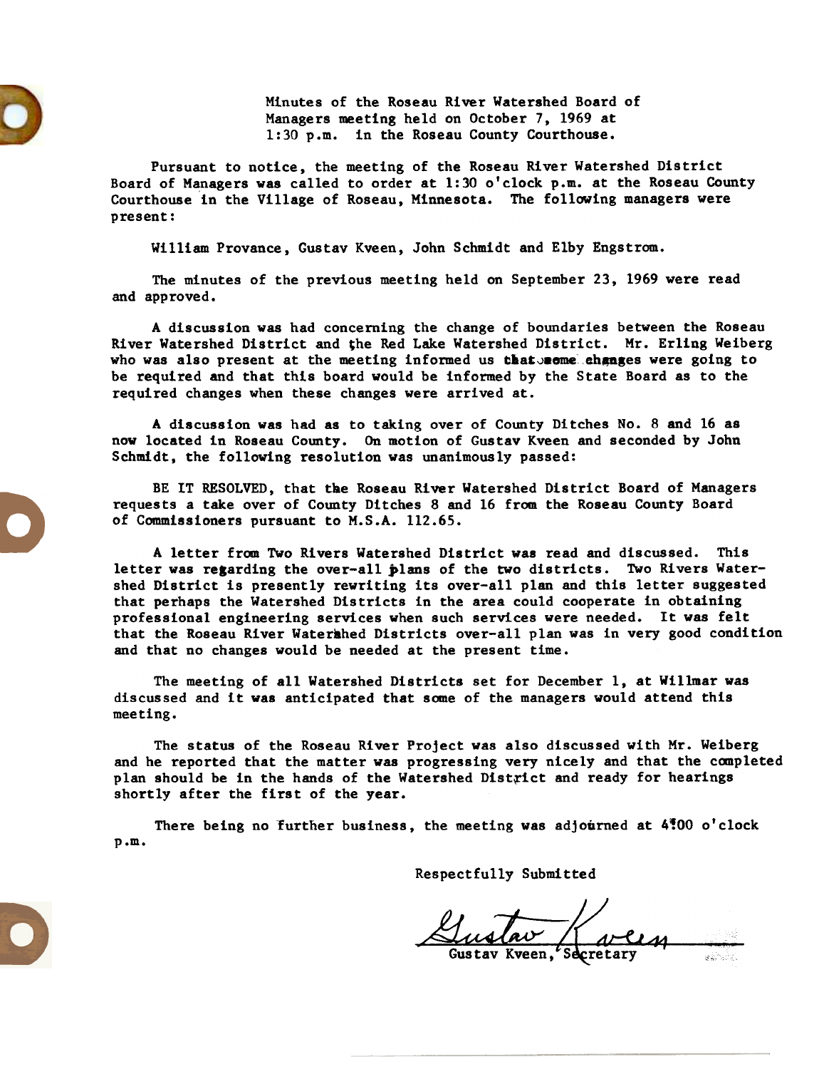Minutes of the Roseau River Watershed Board of Managers meeting held on October 7, 1969 at 1:30 p.m. in the Roseau County Courthouse.

Pursuant to notice, the meeting of the Roseau River Watershed District Board of Managers was called to order at 1:30 o'clock p.m. at the Roseau County Courthouse in the Village of Roseau, Minnesota. The following managers were present:

William Provance, Gustav Kveen, John Schmidt and Elby Engstrom.

The minutes of the previous meeting held on September 23, 1969 were read and approved.

A discussion was had concerning the change of boundaries between the Roseau River Watershed District and the Red Lake Watershed District. Mr. Erling Weiberg who was also present at the meeting informed us that some changes were going to be required and that this board would be informed by the State Board as to the required changes when these changes were arrived at.

A discussion was had as to taking over of County Ditches No. 8 and 16 as now located in Roseau County. On motion of Gustav Kveen and seconded by John Schmidt, the following resolution was unanimously passed:

BE IT RESOLVED, that the Roseau River Watershed District Board of Managers requests a take over of County Ditches 8 and 16 from the Roseau County Board of Commissioners pursuant to M.S.A. 112.65.

A letter from Two Rivers Watershed District was read and discussed. This letter was regarding the over-all plans of the two districts. Two Rivers Watershed District is presently rewriting its over-all plan and this letter suggested that perhaps the Watershed Districts in the area could cooperate in obtaining professional engineering services when such services were needed. It was felt that the Roseau River Watershed Districts over-all plan was in very good condition and that no changes would be needed at the present time.

The meeting of all Watershed Districts set for December 1, at Willmar was discussed and it was anticipated that some of the managers would attend this meeting.

The status of the Roseau River Project was also discussed with Mr. Weiberg and he reported that the matter was progressing very nicely and that the completed plan should be in the hands of the Watershed District and ready for hearings shortly after the first of the year.

There being no further business, the meeting was adjourned at 4:00 o'clock p.m.

Respectfully Submitted

Gustav Kveen, Secretary